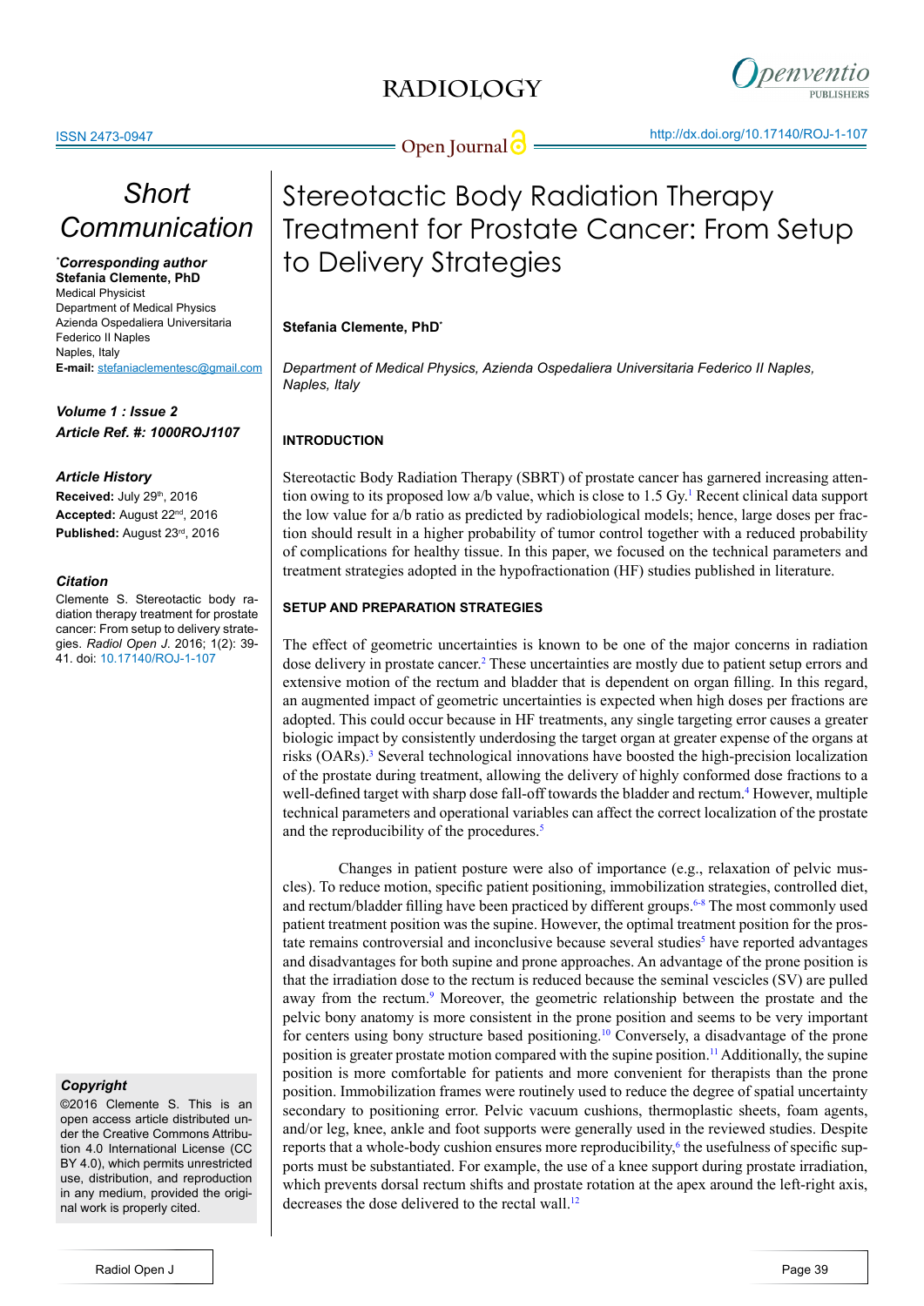# Stereotactic Body Radiation Therapy Treatment for Prostate Cancer: From Setup to Delivery Strategies

**Short Communication**

*Corresponding author
**Stefania Clemente, PhD**
Medical Physicist
Department of Medical Physics
Azienda Ospedaliera Universitaria Federico II Naples
Naples, Italy
**E-mail:** stefaniaclementesc@gmail.com

***Volume 1 : Issue 2***
***Article Ref. #: 1000ROJ1107***

***Article History***
**Received:** July 29th, 2016
**Accepted:** August 22nd, 2016
**Published:** August 23rd, 2016

***Citation***
Clemente S. Stereotactic body radiation therapy treatment for prostate cancer: From setup to delivery strategies. *Radiol Open J*. 2016; 1(2): 39-41. doi: 10.17140/ROJ-1-107

***Copyright***
©2016 Clemente S. This is an open access article distributed under the Creative Commons Attribution 4.0 International License (CC BY 4.0), which permits unrestricted use, distribution, and reproduction in any medium, provided the original work is properly cited.

**Stefania Clemente, PhD***

*Department of Medical Physics, Azienda Ospedaliera Universitaria Federico II Naples, Naples, Italy*

## INTRODUCTION

Stereotactic Body Radiation Therapy (SBRT) of prostate cancer has garnered increasing attention owing to its proposed low a/b value, which is close to 1.5 Gy.[1] Recent clinical data support the low value for a/b ratio as predicted by radiobiological models; hence, large doses per fraction should result in a higher probability of tumor control together with a reduced probability of complications for healthy tissue. In this paper, we focused on the technical parameters and treatment strategies adopted in the hypofractionation (HF) studies published in literature.

## SETUP AND PREPARATION STRATEGIES

The effect of geometric uncertainties is known to be one of the major concerns in radiation dose delivery in prostate cancer.[2] These uncertainties are mostly due to patient setup errors and extensive motion of the rectum and bladder that is dependent on organ filling. In this regard, an augmented impact of geometric uncertainties is expected when high doses per fractions are adopted. This could occur because in HF treatments, any single targeting error causes a greater biologic impact by consistently underdosing the target organ at greater expense of the organs at risks (OARs).[3] Several technological innovations have boosted the high-precision localization of the prostate during treatment, allowing the delivery of highly conformed dose fractions to a well-defined target with sharp dose fall-off towards the bladder and rectum.[4] However, multiple technical parameters and operational variables can affect the correct localization of the prostate and the reproducibility of the procedures.[5]

Changes in patient posture were also of importance (e.g., relaxation of pelvic muscles). To reduce motion, specific patient positioning, immobilization strategies, controlled diet, and rectum/bladder filling have been practiced by different groups.[6-8] The most commonly used patient treatment position was the supine. However, the optimal treatment position for the prostate remains controversial and inconclusive because several studies[5] have reported advantages and disadvantages for both supine and prone approaches. An advantage of the prone position is that the irradiation dose to the rectum is reduced because the seminal vescicles (SV) are pulled away from the rectum.[9] Moreover, the geometric relationship between the prostate and the pelvic bony anatomy is more consistent in the prone position and seems to be very important for centers using bony structure based positioning.[10] Conversely, a disadvantage of the prone position is greater prostate motion compared with the supine position.[11] Additionally, the supine position is more comfortable for patients and more convenient for therapists than the prone position. Immobilization frames were routinely used to reduce the degree of spatial uncertainty secondary to positioning error. Pelvic vacuum cushions, thermoplastic sheets, foam agents, and/or leg, knee, ankle and foot supports were generally used in the reviewed studies. Despite reports that a whole-body cushion ensures more reproducibility,[6] the usefulness of specific supports must be substantiated. For example, the use of a knee support during prostate irradiation, which prevents dorsal rectum shifts and prostate rotation at the apex around the left-right axis, decreases the dose delivered to the rectal wall.[12]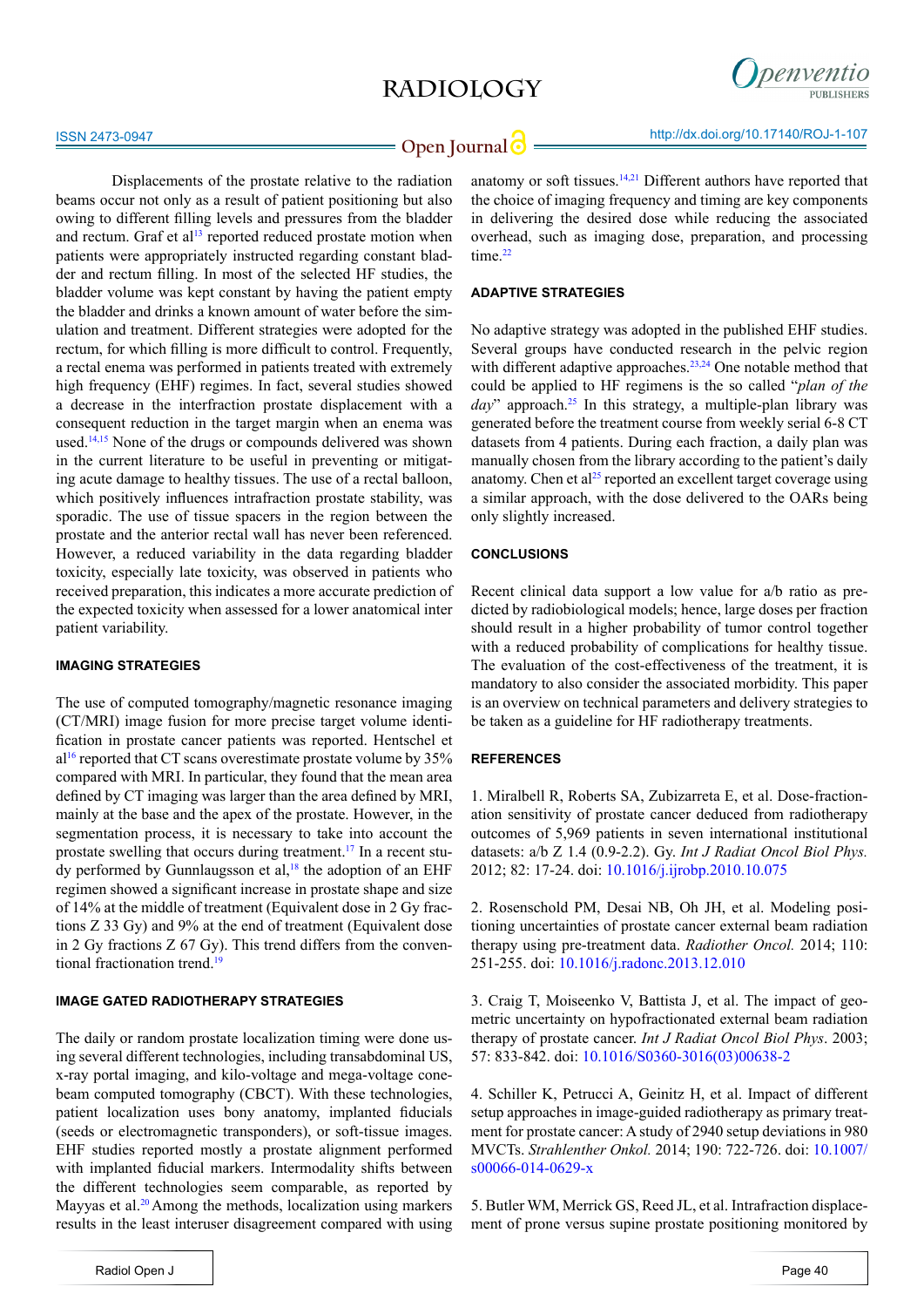Displacements of the prostate relative to the radiation beams occur not only as a result of patient positioning but also owing to different filling levels and pressures from the bladder and rectum. Graf et al[13] reported reduced prostate motion when patients were appropriately instructed regarding constant bladder and rectum filling. In most of the selected HF studies, the bladder volume was kept constant by having the patient empty the bladder and drinks a known amount of water before the simulation and treatment. Different strategies were adopted for the rectum, for which filling is more difficult to control. Frequently, a rectal enema was performed in patients treated with extremely high frequency (EHF) regimes. In fact, several studies showed a decrease in the interfraction prostate displacement with a consequent reduction in the target margin when an enema was used.[14,15] None of the drugs or compounds delivered was shown in the current literature to be useful in preventing or mitigating acute damage to healthy tissues. The use of a rectal balloon, which positively influences intrafraction prostate stability, was sporadic. The use of tissue spacers in the region between the prostate and the anterior rectal wall has never been referenced. However, a reduced variability in the data regarding bladder toxicity, especially late toxicity, was observed in patients who received preparation, this indicates a more accurate prediction of the expected toxicity when assessed for a lower anatomical inter patient variability.

## IMAGING STRATEGIES

The use of computed tomography/magnetic resonance imaging (CT/MRI) image fusion for more precise target volume identification in prostate cancer patients was reported. Hentschel et al[16] reported that CT scans overestimate prostate volume by 35% compared with MRI. In particular, they found that the mean area defined by CT imaging was larger than the area defined by MRI, mainly at the base and the apex of the prostate. However, in the segmentation process, it is necessary to take into account the prostate swelling that occurs during treatment.[17] In a recent study performed by Gunnlaugsson et al,[18] the adoption of an EHF regimen showed a significant increase in prostate shape and size of 14% at the middle of treatment (Equivalent dose in 2 Gy fractions Z 33 Gy) and 9% at the end of treatment (Equivalent dose in 2 Gy fractions Z 67 Gy). This trend differs from the conventional fractionation trend.[19]

## IMAGE GATED RADIOTHERAPY STRATEGIES

The daily or random prostate localization timing were done using several different technologies, including transabdominal US, x-ray portal imaging, and kilo-voltage and mega-voltage cone-beam computed tomography (CBCT). With these technologies, patient localization uses bony anatomy, implanted fiducials (seeds or electromagnetic transponders), or soft-tissue images. EHF studies reported mostly a prostate alignment performed with implanted fiducial markers. Intermodality shifts between the different technologies seem comparable, as reported by Mayyas et al.[20] Among the methods, localization using markers results in the least interuser disagreement compared with using anatomy or soft tissues.[14,21] Different authors have reported that the choice of imaging frequency and timing are key components in delivering the desired dose while reducing the associated overhead, such as imaging dose, preparation, and processing time.[22]

## ADAPTIVE STRATEGIES

No adaptive strategy was adopted in the published EHF studies. Several groups have conducted research in the pelvic region with different adaptive approaches.[23,24] One notable method that could be applied to HF regimens is the so called "*plan of the day*" approach.[25] In this strategy, a multiple-plan library was generated before the treatment course from weekly serial 6-8 CT datasets from 4 patients. During each fraction, a daily plan was manually chosen from the library according to the patient's daily anatomy. Chen et al[25] reported an excellent target coverage using a similar approach, with the dose delivered to the OARs being only slightly increased.

## CONCLUSIONS

Recent clinical data support a low value for a/b ratio as predicted by radiobiological models; hence, large doses per fraction should result in a higher probability of tumor control together with a reduced probability of complications for healthy tissue. The evaluation of the cost-effectiveness of the treatment, it is mandatory to also consider the associated morbidity. This paper is an overview on technical parameters and delivery strategies to be taken as a guideline for HF radiotherapy treatments.

## REFERENCES

1. Miralbell R, Roberts SA, Zubizarreta E, et al. Dose-fractionation sensitivity of prostate cancer deduced from radiotherapy outcomes of 5,969 patients in seven international institutional datasets: a/b Z 1.4 (0.9-2.2). Gy. *Int J Radiat Oncol Biol Phys.* 2012; 82: 17-24. doi: 10.1016/j.ijrobp.2010.10.075

2. Rosenschold PM, Desai NB, Oh JH, et al. Modeling positioning uncertainties of prostate cancer external beam radiation therapy using pre-treatment data. *Radiother Oncol.* 2014; 110: 251-255. doi: 10.1016/j.radonc.2013.12.010

3. Craig T, Moiseenko V, Battista J, et al. The impact of geometric uncertainty on hypofractionated external beam radiation therapy of prostate cancer. *Int J Radiat Oncol Biol Phys*. 2003; 57: 833-842. doi: 10.1016/S0360-3016(03)00638-2

4. Schiller K, Petrucci A, Geinitz H, et al. Impact of different setup approaches in image-guided radiotherapy as primary treatment for prostate cancer: A study of 2940 setup deviations in 980 MVCTs. *Strahlenther Onkol.* 2014; 190: 722-726. doi: 10.1007/s00066-014-0629-x

5. Butler WM, Merrick GS, Reed JL, et al. Intrafraction displacement of prone versus supine prostate positioning monitored by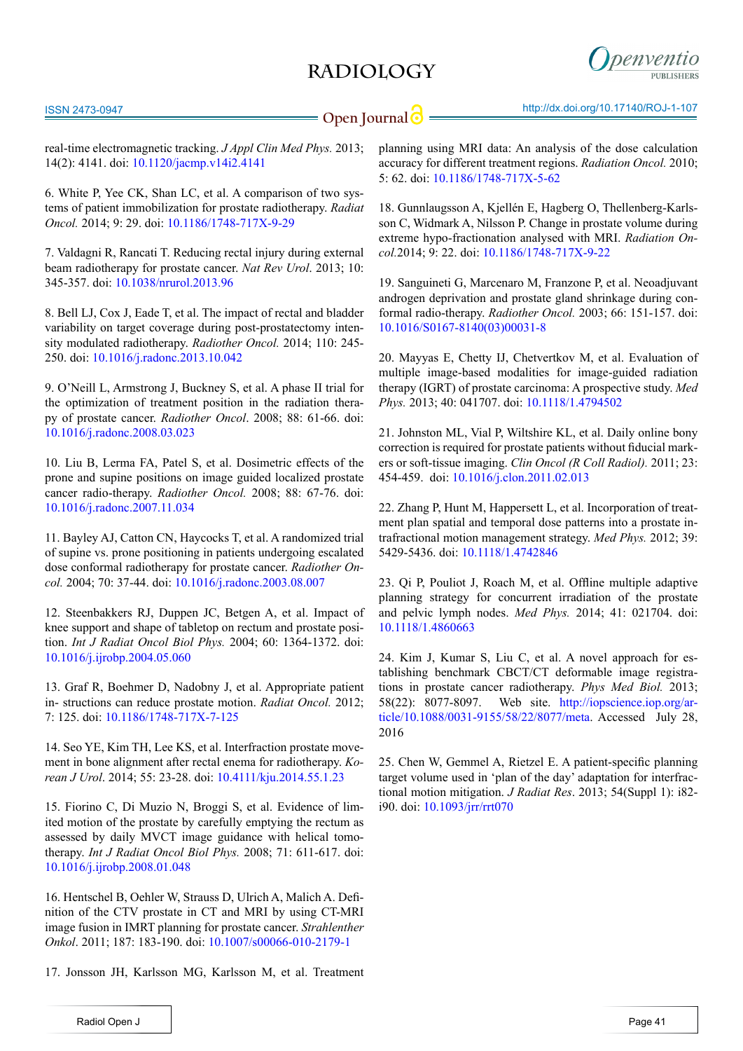real-time electromagnetic tracking. *J Appl Clin Med Phys.* 2013; 14(2): 4141. doi: 10.1120/jacmp.v14i2.4141

6. White P, Yee CK, Shan LC, et al. A comparison of two systems of patient immobilization for prostate radiotherapy. *Radiat Oncol.* 2014; 9: 29. doi: 10.1186/1748-717X-9-29

7. Valdagni R, Rancati T. Reducing rectal injury during external beam radiotherapy for prostate cancer. *Nat Rev Urol*. 2013; 10: 345-357. doi: 10.1038/nrurol.2013.96

8. Bell LJ, Cox J, Eade T, et al. The impact of rectal and bladder variability on target coverage during post-prostatectomy intensity modulated radiotherapy. *Radiother Oncol.* 2014; 110: 245-250. doi: 10.1016/j.radonc.2013.10.042

9. O'Neill L, Armstrong J, Buckney S, et al. A phase II trial for the optimization of treatment position in the radiation therapy of prostate cancer. *Radiother Oncol*. 2008; 88: 61-66. doi: 10.1016/j.radonc.2008.03.023

10. Liu B, Lerma FA, Patel S, et al. Dosimetric effects of the prone and supine positions on image guided localized prostate cancer radio-therapy. *Radiother Oncol.* 2008; 88: 67-76. doi: 10.1016/j.radonc.2007.11.034

11. Bayley AJ, Catton CN, Haycocks T, et al. A randomized trial of supine vs. prone positioning in patients undergoing escalated dose conformal radiotherapy for prostate cancer. *Radiother Oncol.* 2004; 70: 37-44. doi: 10.1016/j.radonc.2003.08.007

12. Steenbakkers RJ, Duppen JC, Betgen A, et al. Impact of knee support and shape of tabletop on rectum and prostate position. *Int J Radiat Oncol Biol Phys.* 2004; 60: 1364-1372. doi: 10.1016/j.ijrobp.2004.05.060

13. Graf R, Boehmer D, Nadobny J, et al. Appropriate patient in- structions can reduce prostate motion. *Radiat Oncol.* 2012; 7: 125. doi: 10.1186/1748-717X-7-125

14. Seo YE, Kim TH, Lee KS, et al. Interfraction prostate movement in bone alignment after rectal enema for radiotherapy. *Korean J Urol*. 2014; 55: 23-28. doi: 10.4111/kju.2014.55.1.23

15. Fiorino C, Di Muzio N, Broggi S, et al. Evidence of limited motion of the prostate by carefully emptying the rectum as assessed by daily MVCT image guidance with helical tomotherapy. *Int J Radiat Oncol Biol Phys.* 2008; 71: 611-617. doi: 10.1016/j.ijrobp.2008.01.048

16. Hentschel B, Oehler W, Strauss D, Ulrich A, Malich A. Definition of the CTV prostate in CT and MRI by using CT-MRI image fusion in IMRT planning for prostate cancer. *Strahlenther Onkol*. 2011; 187: 183-190. doi: 10.1007/s00066-010-2179-1

17. Jonsson JH, Karlsson MG, Karlsson M, et al. Treatment planning using MRI data: An analysis of the dose calculation accuracy for different treatment regions. *Radiation Oncol.* 2010; 5: 62. doi: 10.1186/1748-717X-5-62

18. Gunnlaugsson A, Kjellén E, Hagberg O, Thellenberg-Karlsson C, Widmark A, Nilsson P. Change in prostate volume during extreme hypo-fractionation analysed with MRI. *Radiation Oncol.*2014; 9: 22. doi: 10.1186/1748-717X-9-22

19. Sanguineti G, Marcenaro M, Franzone P, et al. Neoadjuvant androgen deprivation and prostate gland shrinkage during conformal radio-therapy. *Radiother Oncol.* 2003; 66: 151-157. doi: 10.1016/S0167-8140(03)00031-8

20. Mayyas E, Chetty IJ, Chetvertkov M, et al. Evaluation of multiple image-based modalities for image-guided radiation therapy (IGRT) of prostate carcinoma: A prospective study. *Med Phys.* 2013; 40: 041707. doi: 10.1118/1.4794502

21. Johnston ML, Vial P, Wiltshire KL, et al. Daily online bony correction is required for prostate patients without fiducial markers or soft-tissue imaging. *Clin Oncol (R Coll Radiol).* 2011; 23: 454-459. doi: 10.1016/j.clon.2011.02.013

22. Zhang P, Hunt M, Happersett L, et al. Incorporation of treatment plan spatial and temporal dose patterns into a prostate intrafractional motion management strategy. *Med Phys.* 2012; 39: 5429-5436. doi: 10.1118/1.4742846

23. Qi P, Pouliot J, Roach M, et al. Offline multiple adaptive planning strategy for concurrent irradiation of the prostate and pelvic lymph nodes. *Med Phys.* 2014; 41: 021704. doi: 10.1118/1.4860663

24. Kim J, Kumar S, Liu C, et al. A novel approach for establishing benchmark CBCT/CT deformable image registrations in prostate cancer radiotherapy. *Phys Med Biol.* 2013; 58(22): 8077-8097. Web site. http://iopscience.iop.org/article/10.1088/0031-9155/58/22/8077/meta. Accessed July 28, 2016

25. Chen W, Gemmel A, Rietzel E. A patient-specific planning target volume used in 'plan of the day' adaptation for interfractional motion mitigation. *J Radiat Res*. 2013; 54(Suppl 1): i82-i90. doi: 10.1093/jrr/rrt070